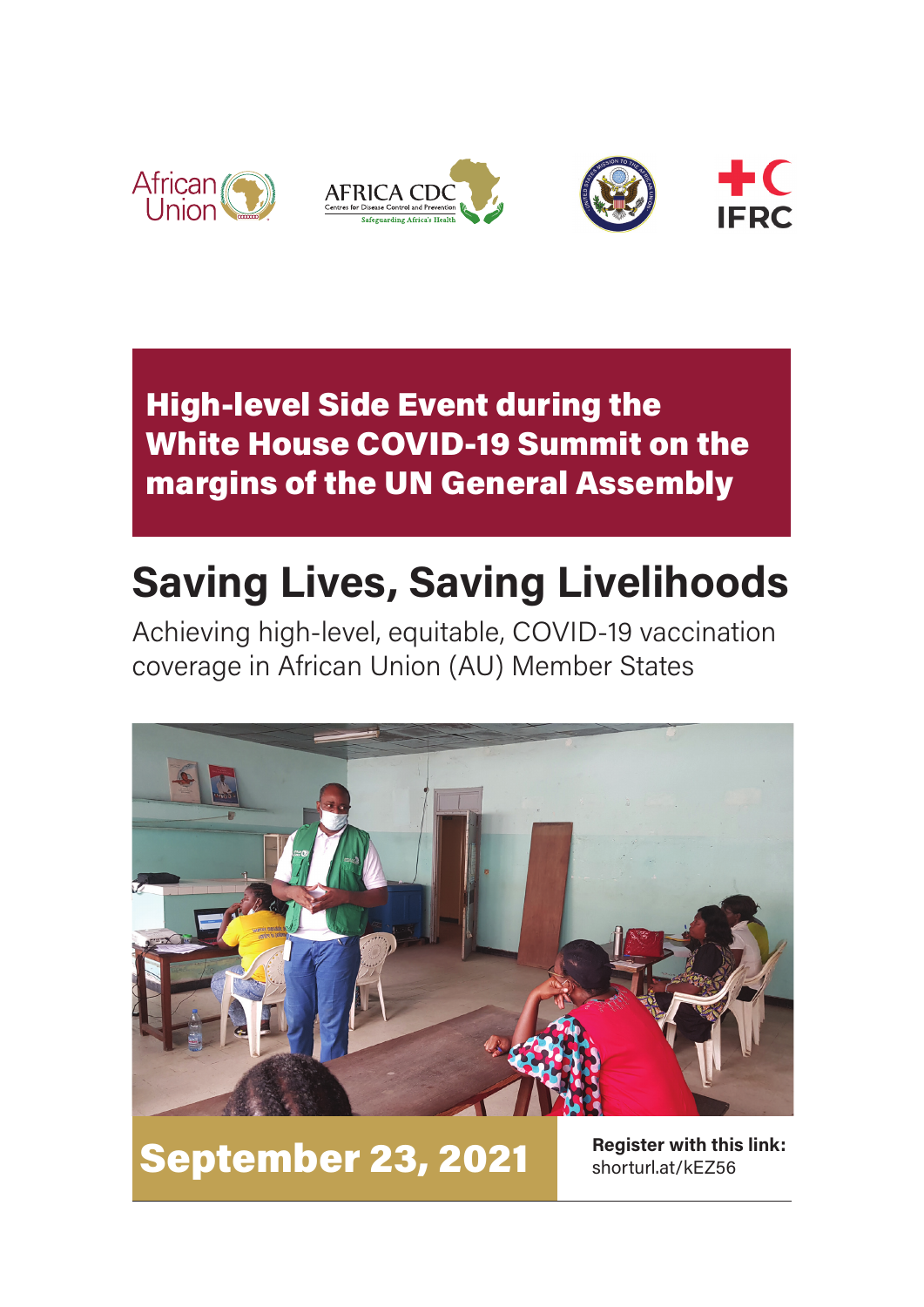**High-level Side Event during the White House COVID-19 Summit on the margins of the UN General Assembly**

# Saving Lives, Saving Livelihoods

Achieving high-level, equitable, COVID-19 vaccination coverage in African Union (AU) Member States

## September 23, 2021

**Register with this link:**
shorturl.at/kEZ56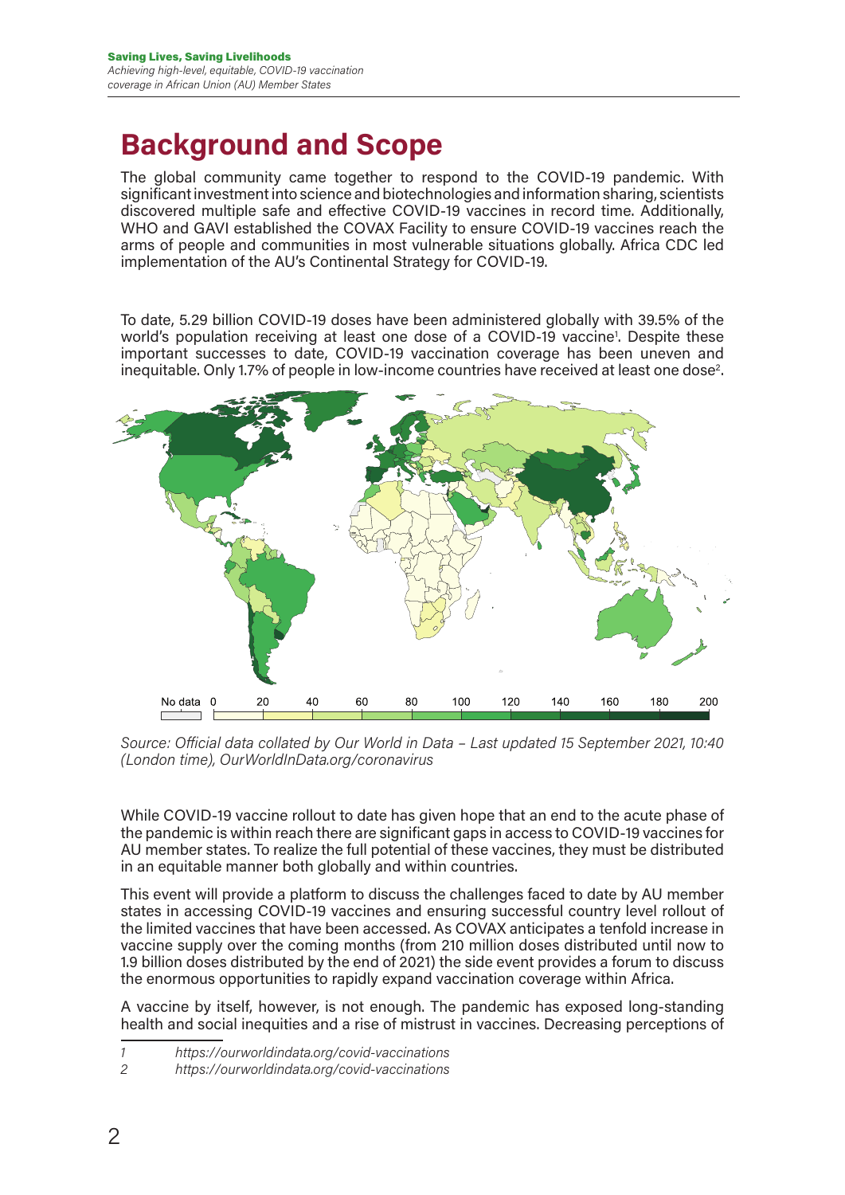# Background and Scope

The global community came together to respond to the COVID-19 pandemic. With significant investment into science and biotechnologies and information sharing, scientists discovered multiple safe and effective COVID-19 vaccines in record time. Additionally, WHO and GAVI established the COVAX Facility to ensure COVID-19 vaccines reach the arms of people and communities in most vulnerable situations globally. Africa CDC led implementation of the AU's Continental Strategy for COVID-19.

To date, 5.29 billion COVID-19 doses have been administered globally with 39.5% of the world's population receiving at least one dose of a COVID-19 vaccine[1]. Despite these important successes to date, COVID-19 vaccination coverage has been uneven and inequitable. Only 1.7% of people in low-income countries have received at least one dose[2].

No data 0 20 40 60 80 100 120 140 160 180 200

*Source: Official data collated by Our World in Data – Last updated 15 September 2021, 10:40 (London time), OurWorldInData.org/coronavirus*

While COVID-19 vaccine rollout to date has given hope that an end to the acute phase of the pandemic is within reach there are significant gaps in access to COVID-19 vaccines for AU member states. To realize the full potential of these vaccines, they must be distributed in an equitable manner both globally and within countries.

This event will provide a platform to discuss the challenges faced to date by AU member states in accessing COVID-19 vaccines and ensuring successful country level rollout of the limited vaccines that have been accessed. As COVAX anticipates a tenfold increase in vaccine supply over the coming months (from 210 million doses distributed until now to 1.9 billion doses distributed by the end of 2021) the side event provides a forum to discuss the enormous opportunities to rapidly expand vaccination coverage within Africa.

A vaccine by itself, however, is not enough. The pandemic has exposed long-standing health and social inequities and a rise of mistrust in vaccines. Decreasing perceptions of

---

1 https://ourworldindata.org/covid-vaccinations

2 https://ourworldindata.org/covid-vaccinations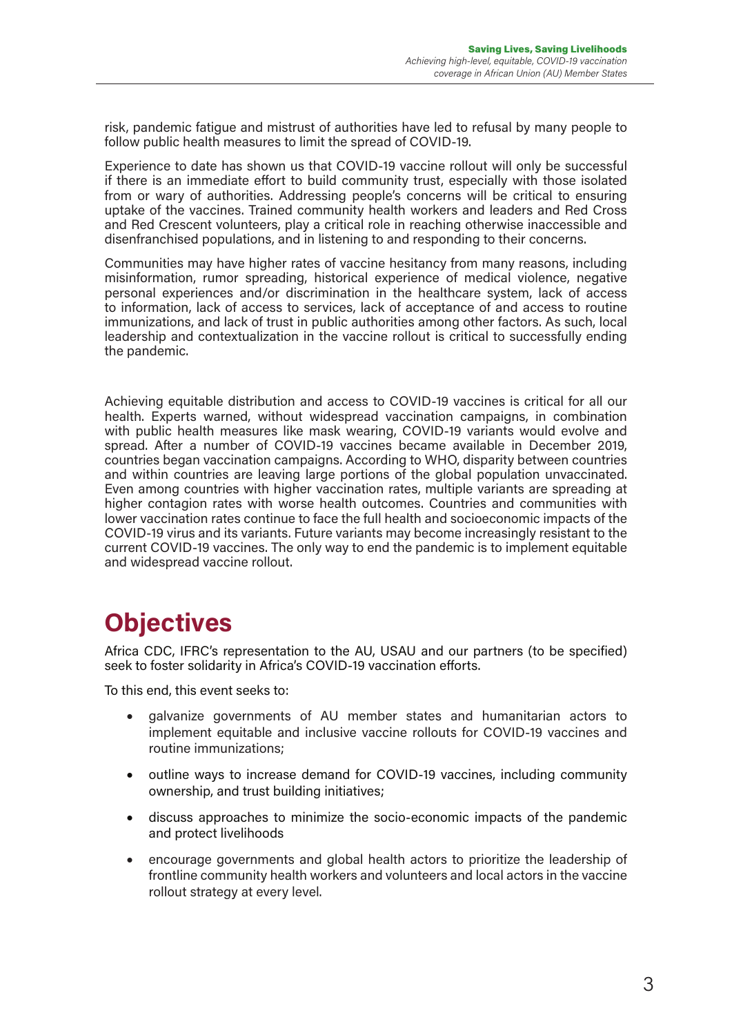risk, pandemic fatigue and mistrust of authorities have led to refusal by many people to follow public health measures to limit the spread of COVID-19.

Experience to date has shown us that COVID-19 vaccine rollout will only be successful if there is an immediate effort to build community trust, especially with those isolated from or wary of authorities. Addressing people's concerns will be critical to ensuring uptake of the vaccines. Trained community health workers and leaders and Red Cross and Red Crescent volunteers, play a critical role in reaching otherwise inaccessible and disenfranchised populations, and in listening to and responding to their concerns.

Communities may have higher rates of vaccine hesitancy from many reasons, including misinformation, rumor spreading, historical experience of medical violence, negative personal experiences and/or discrimination in the healthcare system, lack of access to information, lack of access to services, lack of acceptance of and access to routine immunizations, and lack of trust in public authorities among other factors. As such, local leadership and contextualization in the vaccine rollout is critical to successfully ending the pandemic.

Achieving equitable distribution and access to COVID-19 vaccines is critical for all our health. Experts warned, without widespread vaccination campaigns, in combination with public health measures like mask wearing, COVID-19 variants would evolve and spread. After a number of COVID-19 vaccines became available in December 2019, countries began vaccination campaigns. According to WHO, disparity between countries and within countries are leaving large portions of the global population unvaccinated. Even among countries with higher vaccination rates, multiple variants are spreading at higher contagion rates with worse health outcomes. Countries and communities with lower vaccination rates continue to face the full health and socioeconomic impacts of the COVID-19 virus and its variants. Future variants may become increasingly resistant to the current COVID-19 vaccines. The only way to end the pandemic is to implement equitable and widespread vaccine rollout.

# Objectives

Africa CDC, IFRC's representation to the AU, USAU and our partners (to be specified) seek to foster solidarity in Africa's COVID-19 vaccination efforts.

To this end, this event seeks to:

- galvanize governments of AU member states and humanitarian actors to implement equitable and inclusive vaccine rollouts for COVID-19 vaccines and routine immunizations;
- outline ways to increase demand for COVID-19 vaccines, including community ownership, and trust building initiatives;
- discuss approaches to minimize the socio-economic impacts of the pandemic and protect livelihoods
- encourage governments and global health actors to prioritize the leadership of frontline community health workers and volunteers and local actors in the vaccine rollout strategy at every level.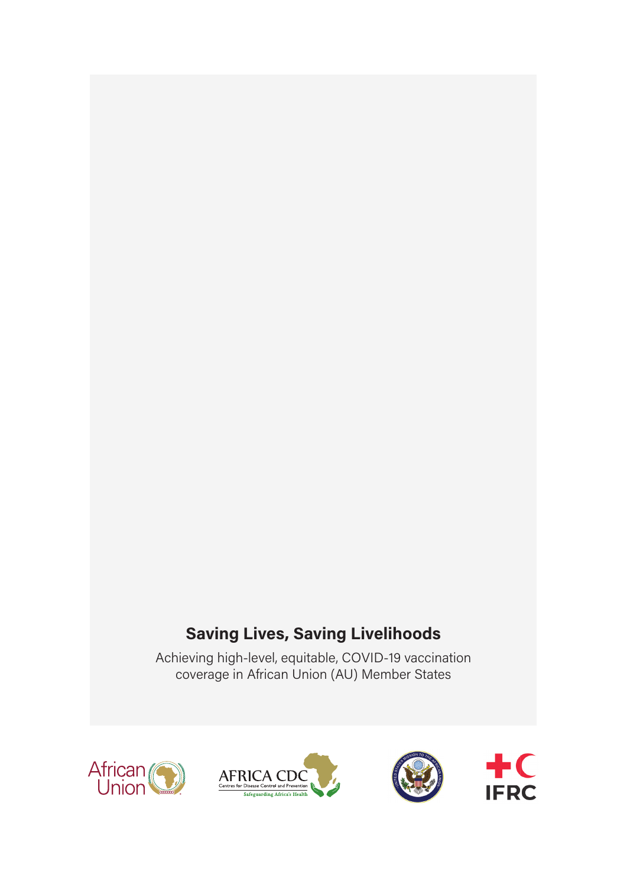**Saving Lives, Saving Livelihoods**

Achieving high-level, equitable, COVID-19 vaccination coverage in African Union (AU) Member States